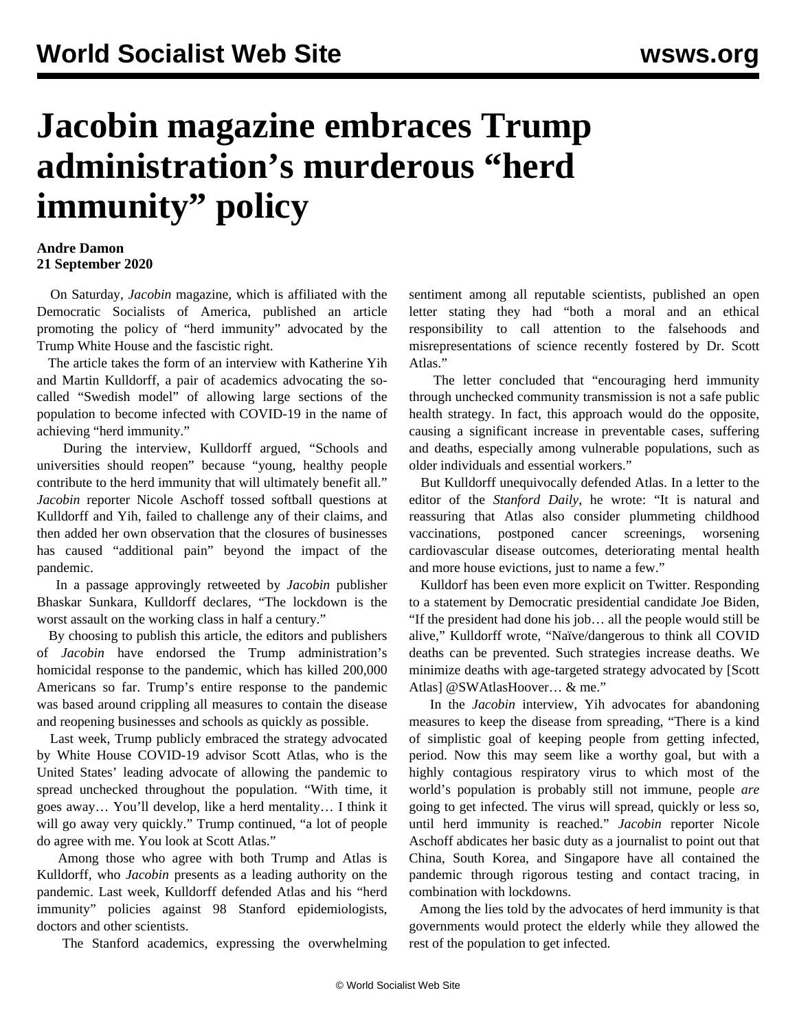# Jacobin magazine embraces Trump administration's murderous "herd immunity" policy

**Andre Damon**
**21 September 2020**

On Saturday, *Jacobin* magazine, which is affiliated with the Democratic Socialists of America, published an article promoting the policy of "herd immunity" advocated by the Trump White House and the fascistic right.

The article takes the form of an interview with Katherine Yih and Martin Kulldorff, a pair of academics advocating the so-called "Swedish model" of allowing large sections of the population to become infected with COVID-19 in the name of achieving "herd immunity."

During the interview, Kulldorff argued, "Schools and universities should reopen" because "young, healthy people contribute to the herd immunity that will ultimately benefit all." *Jacobin* reporter Nicole Aschoff tossed softball questions at Kulldorff and Yih, failed to challenge any of their claims, and then added her own observation that the closures of businesses has caused "additional pain" beyond the impact of the pandemic.

In a passage approvingly retweeted by *Jacobin* publisher Bhaskar Sunkara, Kulldorff declares, "The lockdown is the worst assault on the working class in half a century."

By choosing to publish this article, the editors and publishers of *Jacobin* have endorsed the Trump administration's homicidal response to the pandemic, which has killed 200,000 Americans so far. Trump's entire response to the pandemic was based around crippling all measures to contain the disease and reopening businesses and schools as quickly as possible.

Last week, Trump publicly embraced the strategy advocated by White House COVID-19 advisor Scott Atlas, who is the United States' leading advocate of allowing the pandemic to spread unchecked throughout the population. "With time, it goes away… You'll develop, like a herd mentality… I think it will go away very quickly." Trump continued, "a lot of people do agree with me. You look at Scott Atlas."

Among those who agree with both Trump and Atlas is Kulldorff, who *Jacobin* presents as a leading authority on the pandemic. Last week, Kulldorff defended Atlas and his "herd immunity" policies against 98 Stanford epidemiologists, doctors and other scientists.

The Stanford academics, expressing the overwhelming sentiment among all reputable scientists, published an open letter stating they had "both a moral and an ethical responsibility to call attention to the falsehoods and misrepresentations of science recently fostered by Dr. Scott Atlas."

The letter concluded that "encouraging herd immunity through unchecked community transmission is not a safe public health strategy. In fact, this approach would do the opposite, causing a significant increase in preventable cases, suffering and deaths, especially among vulnerable populations, such as older individuals and essential workers."

But Kulldorff unequivocally defended Atlas. In a letter to the editor of the *Stanford Daily*, he wrote: "It is natural and reassuring that Atlas also consider plummeting childhood vaccinations, postponed cancer screenings, worsening cardiovascular disease outcomes, deteriorating mental health and more house evictions, just to name a few."

Kulldorf has been even more explicit on Twitter. Responding to a statement by Democratic presidential candidate Joe Biden, "If the president had done his job… all the people would still be alive," Kulldorff wrote, "Naïve/dangerous to think all COVID deaths can be prevented. Such strategies increase deaths. We minimize deaths with age-targeted strategy advocated by [Scott Atlas] @SWAtlasHoover… & me."

In the *Jacobin* interview, Yih advocates for abandoning measures to keep the disease from spreading, "There is a kind of simplistic goal of keeping people from getting infected, period. Now this may seem like a worthy goal, but with a highly contagious respiratory virus to which most of the world's population is probably still not immune, people *are* going to get infected. The virus will spread, quickly or less so, until herd immunity is reached." *Jacobin* reporter Nicole Aschoff abdicates her basic duty as a journalist to point out that China, South Korea, and Singapore have all contained the pandemic through rigorous testing and contact tracing, in combination with lockdowns.

Among the lies told by the advocates of herd immunity is that governments would protect the elderly while they allowed the rest of the population to get infected.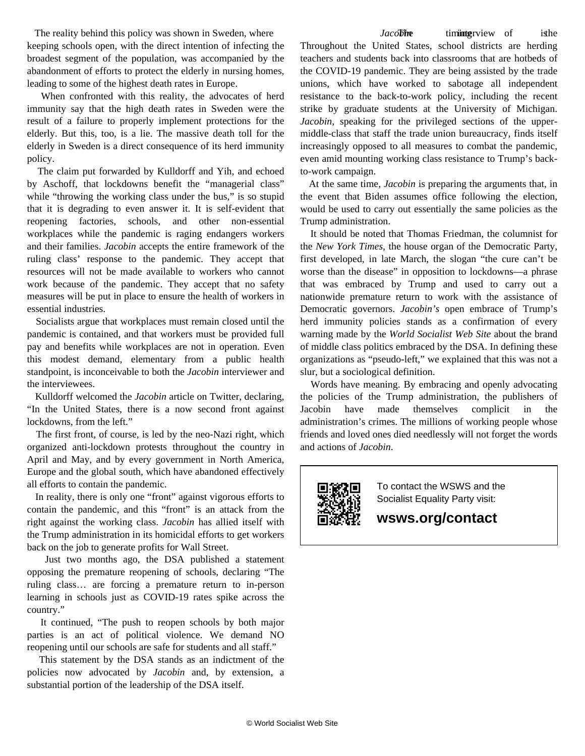The reality behind this policy was shown in Sweden, where keeping schools open, with the direct intention of infecting the broadest segment of the population, was accompanied by the abandonment of efforts to protect the elderly in nursing homes, leading to some of the highest death rates in Europe.

When confronted with this reality, the advocates of herd immunity say that the high death rates in Sweden were the result of a failure to properly implement protections for the elderly. But this, too, is a lie. The massive death toll for the elderly in Sweden is a direct consequence of its herd immunity policy.

The claim put forward by Kulldorff and Yih, and echoed by Aschoff, that lockdowns benefit the "managerial class" while "throwing the working class under the bus," is so stupid that it is degrading to even answer it. It is self-evident that reopening factories, schools, and other non-essential workplaces while the pandemic is raging endangers workers and their families. *Jacobin* accepts the entire framework of the ruling class' response to the pandemic. They accept that resources will not be made available to workers who cannot work because of the pandemic. They accept that no safety measures will be put in place to ensure the health of workers in essential industries.

Socialists argue that workplaces must remain closed until the pandemic is contained, and that workers must be provided full pay and benefits while workplaces are not in operation. Even this modest demand, elementary from a public health standpoint, is inconceivable to both the *Jacobin* interviewer and the interviewees.

Kulldorff welcomed the *Jacobin* article on Twitter, declaring, "In the United States, there is a now second front against lockdowns, from the left."

The first front, of course, is led by the neo-Nazi right, which organized anti-lockdown protests throughout the country in April and May, and by every government in North America, Europe and the global south, which have abandoned effectively all efforts to contain the pandemic.

In reality, there is only one "front" against vigorous efforts to contain the pandemic, and this "front" is an attack from the right against the working class. *Jacobin* has allied itself with the Trump administration in its homicidal efforts to get workers back on the job to generate profits for Wall Street.

Just two months ago, the DSA published a statement opposing the premature reopening of schools, declaring "The ruling class… are forcing a premature return to in-person learning in schools just as COVID-19 rates spike across the country."

It continued, "The push to reopen schools by both major parties is an act of political violence. We demand NO reopening until our schools are safe for students and all staff."

This statement by the DSA stands as an indictment of the policies now advocated by *Jacobin* and, by extension, a substantial portion of the leadership of the DSA itself.

The timing of the *Jacobin* interview is

Throughout the United States, school districts are herding teachers and students back into classrooms that are hotbeds of the COVID-19 pandemic. They are being assisted by the trade unions, which have worked to sabotage all independent resistance to the back-to-work policy, including the recent strike by graduate students at the University of Michigan. *Jacobin*, speaking for the privileged sections of the upper-middle-class that staff the trade union bureaucracy, finds itself increasingly opposed to all measures to combat the pandemic, even amid mounting working class resistance to Trump's back-to-work campaign.

At the same time, *Jacobin* is preparing the arguments that, in the event that Biden assumes office following the election, would be used to carry out essentially the same policies as the Trump administration.

It should be noted that Thomas Friedman, the columnist for the *New York Times*, the house organ of the Democratic Party, first developed, in late March, the slogan "the cure can't be worse than the disease" in opposition to lockdowns—a phrase that was embraced by Trump and used to carry out a nationwide premature return to work with the assistance of Democratic governors. *Jacobin's* open embrace of Trump's herd immunity policies stands as a confirmation of every warning made by the *World Socialist Web Site* about the brand of middle class politics embraced by the DSA. In defining these organizations as "pseudo-left," we explained that this was not a slur, but a sociological definition.

Words have meaning. By embracing and openly advocating the policies of the Trump administration, the publishers of Jacobin have made themselves complicit in the administration's crimes. The millions of working people whose friends and loved ones died needlessly will not forget the words and actions of *Jacobin*.

To contact the WSWS and the Socialist Equality Party visit:

**wsws.org/contact**